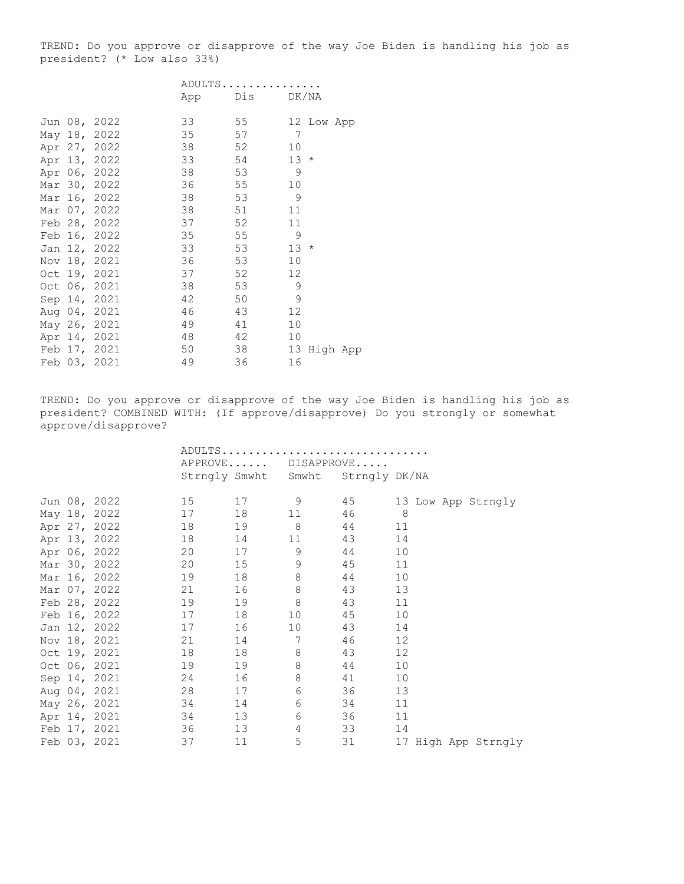TREND: Do you approve or disapprove of the way Joe Biden is handling his job as president? (* Low also 33%)

| | ADULTS | | | |
|---|---|---|---|---|
| | App | Dis | DK/NA | |
| Jun 08, 2022 | 33 | 55 | 12 | Low App |
| May 18, 2022 | 35 | 57 | 7 | |
| Apr 27, 2022 | 38 | 52 | 10 | |
| Apr 13, 2022 | 33 | 54 | 13 | * |
| Apr 06, 2022 | 38 | 53 | 9 | |
| Mar 30, 2022 | 36 | 55 | 10 | |
| Mar 16, 2022 | 38 | 53 | 9 | |
| Mar 07, 2022 | 38 | 51 | 11 | |
| Feb 28, 2022 | 37 | 52 | 11 | |
| Feb 16, 2022 | 35 | 55 | 9 | |
| Jan 12, 2022 | 33 | 53 | 13 | * |
| Nov 18, 2021 | 36 | 53 | 10 | |
| Oct 19, 2021 | 37 | 52 | 12 | |
| Oct 06, 2021 | 38 | 53 | 9 | |
| Sep 14, 2021 | 42 | 50 | 9 | |
| Aug 04, 2021 | 46 | 43 | 12 | |
| May 26, 2021 | 49 | 41 | 10 | |
| Apr 14, 2021 | 48 | 42 | 10 | |
| Feb 17, 2021 | 50 | 38 | 13 | High App |
| Feb 03, 2021 | 49 | 36 | 16 | |

TREND: Do you approve or disapprove of the way Joe Biden is handling his job as president? COMBINED WITH: (If approve/disapprove) Do you strongly or somewhat approve/disapprove?

| | ADULTS | | | | | |
|---|---|---|---|---|---|---|
| | APPROVE | | DISAPPROVE | | | |
| | Strngly | Smwht | Smwht | Strngly | DK/NA | |
| Jun 08, 2022 | 15 | 17 | 9 | 45 | 13 | Low App Strngly |
| May 18, 2022 | 17 | 18 | 11 | 46 | 8 | |
| Apr 27, 2022 | 18 | 19 | 8 | 44 | 11 | |
| Apr 13, 2022 | 18 | 14 | 11 | 43 | 14 | |
| Apr 06, 2022 | 20 | 17 | 9 | 44 | 10 | |
| Mar 30, 2022 | 20 | 15 | 9 | 45 | 11 | |
| Mar 16, 2022 | 19 | 18 | 8 | 44 | 10 | |
| Mar 07, 2022 | 21 | 16 | 8 | 43 | 13 | |
| Feb 28, 2022 | 19 | 19 | 8 | 43 | 11 | |
| Feb 16, 2022 | 17 | 18 | 10 | 45 | 10 | |
| Jan 12, 2022 | 17 | 16 | 10 | 43 | 14 | |
| Nov 18, 2021 | 21 | 14 | 7 | 46 | 12 | |
| Oct 19, 2021 | 18 | 18 | 8 | 43 | 12 | |
| Oct 06, 2021 | 19 | 19 | 8 | 44 | 10 | |
| Sep 14, 2021 | 24 | 16 | 8 | 41 | 10 | |
| Aug 04, 2021 | 28 | 17 | 6 | 36 | 13 | |
| May 26, 2021 | 34 | 14 | 6 | 34 | 11 | |
| Apr 14, 2021 | 34 | 13 | 6 | 36 | 11 | |
| Feb 17, 2021 | 36 | 13 | 4 | 33 | 14 | |
| Feb 03, 2021 | 37 | 11 | 5 | 31 | 17 | High App Strngly |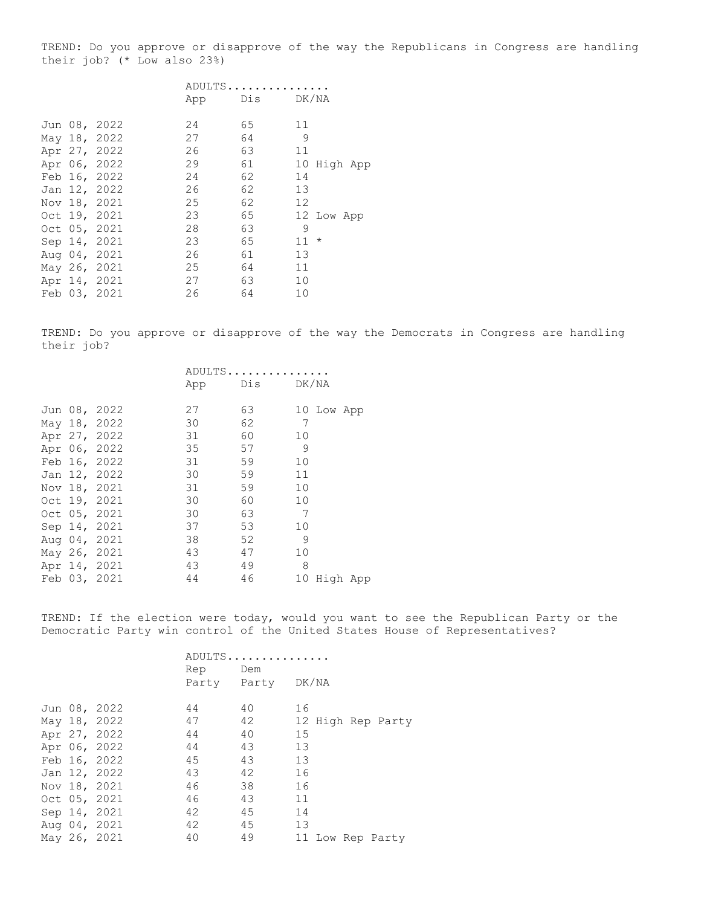TREND: Do you approve or disapprove of the way the Republicans in Congress are handling their job? (* Low also 23%)

| | ADULTS............... | | | |
|---|---|---|---|---|
| | App | Dis | DK/NA | |
| Jun 08, 2022 | 24 | 65 | 11 | |
| May 18, 2022 | 27 | 64 | 9 | |
| Apr 27, 2022 | 26 | 63 | 11 | |
| Apr 06, 2022 | 29 | 61 | 10 | High App |
| Feb 16, 2022 | 24 | 62 | 14 | |
| Jan 12, 2022 | 26 | 62 | 13 | |
| Nov 18, 2021 | 25 | 62 | 12 | |
| Oct 19, 2021 | 23 | 65 | 12 | Low App |
| Oct 05, 2021 | 28 | 63 | 9 | |
| Sep 14, 2021 | 23 | 65 | 11 | * |
| Aug 04, 2021 | 26 | 61 | 13 | |
| May 26, 2021 | 25 | 64 | 11 | |
| Apr 14, 2021 | 27 | 63 | 10 | |
| Feb 03, 2021 | 26 | 64 | 10 | |

TREND: Do you approve or disapprove of the way the Democrats in Congress are handling their job?

| | ADULTS............... | | | |
|---|---|---|---|---|
| | App | Dis | DK/NA | |
| Jun 08, 2022 | 27 | 63 | 10 | Low App |
| May 18, 2022 | 30 | 62 | 7 | |
| Apr 27, 2022 | 31 | 60 | 10 | |
| Apr 06, 2022 | 35 | 57 | 9 | |
| Feb 16, 2022 | 31 | 59 | 10 | |
| Jan 12, 2022 | 30 | 59 | 11 | |
| Nov 18, 2021 | 31 | 59 | 10 | |
| Oct 19, 2021 | 30 | 60 | 10 | |
| Oct 05, 2021 | 30 | 63 | 7 | |
| Sep 14, 2021 | 37 | 53 | 10 | |
| Aug 04, 2021 | 38 | 52 | 9 | |
| May 26, 2021 | 43 | 47 | 10 | |
| Apr 14, 2021 | 43 | 49 | 8 | |
| Feb 03, 2021 | 44 | 46 | 10 | High App |

TREND: If the election were today, would you want to see the Republican Party or the Democratic Party win control of the United States House of Representatives?

| | ADULTS............... | | | |
|---|---|---|---|---|
| | Rep Party | Dem Party | DK/NA | |
| Jun 08, 2022 | 44 | 40 | 16 | |
| May 18, 2022 | 47 | 42 | 12 | High Rep Party |
| Apr 27, 2022 | 44 | 40 | 15 | |
| Apr 06, 2022 | 44 | 43 | 13 | |
| Feb 16, 2022 | 45 | 43 | 13 | |
| Jan 12, 2022 | 43 | 42 | 16 | |
| Nov 18, 2021 | 46 | 38 | 16 | |
| Oct 05, 2021 | 46 | 43 | 11 | |
| Sep 14, 2021 | 42 | 45 | 14 | |
| Aug 04, 2021 | 42 | 45 | 13 | |
| May 26, 2021 | 40 | 49 | 11 | Low Rep Party |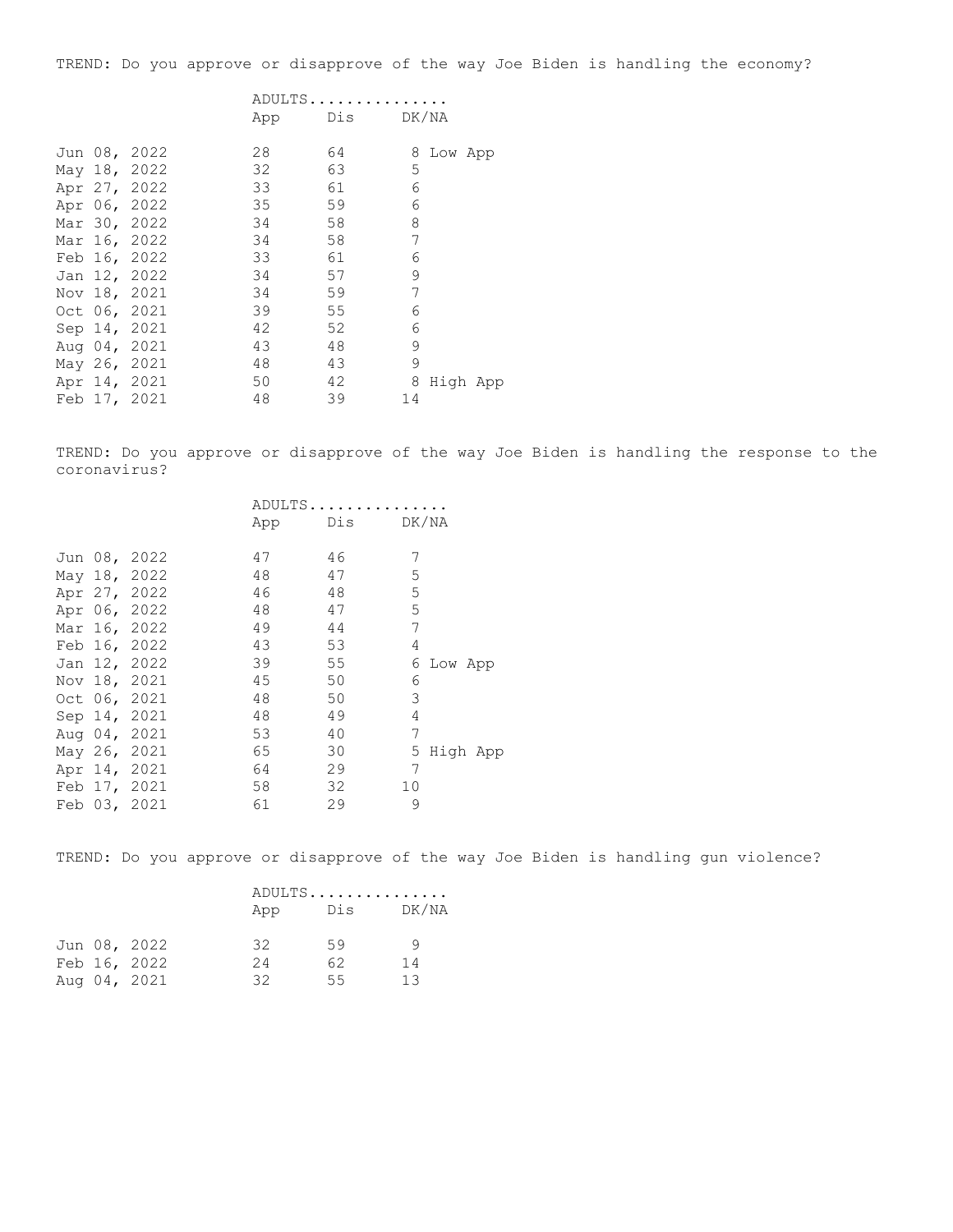TREND: Do you approve or disapprove of the way Joe Biden is handling the economy?

| | ADULTS | | | |
|---|---|---|---|---|
| | App | Dis | DK/NA | |
| Jun 08, 2022 | 28 | 64 | 8 | Low App |
| May 18, 2022 | 32 | 63 | 5 | |
| Apr 27, 2022 | 33 | 61 | 6 | |
| Apr 06, 2022 | 35 | 59 | 6 | |
| Mar 30, 2022 | 34 | 58 | 8 | |
| Mar 16, 2022 | 34 | 58 | 7 | |
| Feb 16, 2022 | 33 | 61 | 6 | |
| Jan 12, 2022 | 34 | 57 | 9 | |
| Nov 18, 2021 | 34 | 59 | 7 | |
| Oct 06, 2021 | 39 | 55 | 6 | |
| Sep 14, 2021 | 42 | 52 | 6 | |
| Aug 04, 2021 | 43 | 48 | 9 | |
| May 26, 2021 | 48 | 43 | 9 | |
| Apr 14, 2021 | 50 | 42 | 8 | High App |
| Feb 17, 2021 | 48 | 39 | 14 | |

TREND: Do you approve or disapprove of the way Joe Biden is handling the response to the coronavirus?

| | ADULTS | | | |
|---|---|---|---|---|
| | App | Dis | DK/NA | |
| Jun 08, 2022 | 47 | 46 | 7 | |
| May 18, 2022 | 48 | 47 | 5 | |
| Apr 27, 2022 | 46 | 48 | 5 | |
| Apr 06, 2022 | 48 | 47 | 5 | |
| Mar 16, 2022 | 49 | 44 | 7 | |
| Feb 16, 2022 | 43 | 53 | 4 | |
| Jan 12, 2022 | 39 | 55 | 6 | Low App |
| Nov 18, 2021 | 45 | 50 | 6 | |
| Oct 06, 2021 | 48 | 50 | 3 | |
| Sep 14, 2021 | 48 | 49 | 4 | |
| Aug 04, 2021 | 53 | 40 | 7 | |
| May 26, 2021 | 65 | 30 | 5 | High App |
| Apr 14, 2021 | 64 | 29 | 7 | |
| Feb 17, 2021 | 58 | 32 | 10 | |
| Feb 03, 2021 | 61 | 29 | 9 | |

TREND: Do you approve or disapprove of the way Joe Biden is handling gun violence?

| | ADULTS | | |
|---|---|---|---|
| | App | Dis | DK/NA |
| Jun 08, 2022 | 32 | 59 | 9 |
| Feb 16, 2022 | 24 | 62 | 14 |
| Aug 04, 2021 | 32 | 55 | 13 |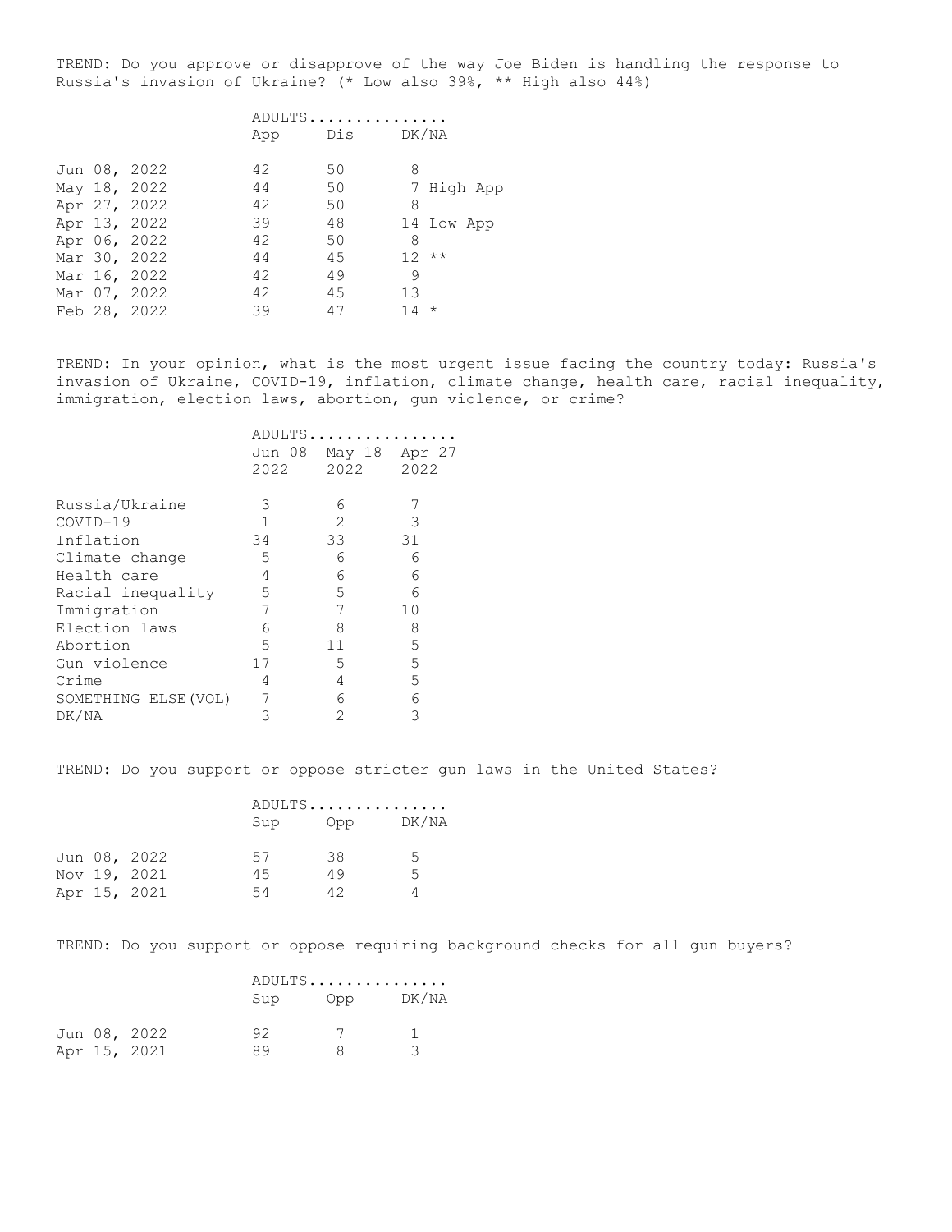TREND: Do you approve or disapprove of the way Joe Biden is handling the response to Russia's invasion of Ukraine? (* Low also 39%, ** High also 44%)

| | ADULTS | | | |
|---|---|---|---|---|
| | App | Dis | DK/NA | |
| Jun 08, 2022 | 42 | 50 | 8 | |
| May 18, 2022 | 44 | 50 | 7 | High App |
| Apr 27, 2022 | 42 | 50 | 8 | |
| Apr 13, 2022 | 39 | 48 | 14 | Low App |
| Apr 06, 2022 | 42 | 50 | 8 | |
| Mar 30, 2022 | 44 | 45 | 12 | ** |
| Mar 16, 2022 | 42 | 49 | 9 | |
| Mar 07, 2022 | 42 | 45 | 13 | |
| Feb 28, 2022 | 39 | 47 | 14 | * |

TREND: In your opinion, what is the most urgent issue facing the country today: Russia's invasion of Ukraine, COVID-19, inflation, climate change, health care, racial inequality, immigration, election laws, abortion, gun violence, or crime?

| | ADULTS | | |
|---|---|---|---|
| | Jun 08 2022 | May 18 2022 | Apr 27 2022 |
| Russia/Ukraine | 3 | 6 | 7 |
| COVID-19 | 1 | 2 | 3 |
| Inflation | 34 | 33 | 31 |
| Climate change | 5 | 6 | 6 |
| Health care | 4 | 6 | 6 |
| Racial inequality | 5 | 5 | 6 |
| Immigration | 7 | 7 | 10 |
| Election laws | 6 | 8 | 8 |
| Abortion | 5 | 11 | 5 |
| Gun violence | 17 | 5 | 5 |
| Crime | 4 | 4 | 5 |
| SOMETHING ELSE(VOL) | 7 | 6 | 6 |
| DK/NA | 3 | 2 | 3 |

TREND: Do you support or oppose stricter gun laws in the United States?

| | ADULTS | | |
|---|---|---|---|
| | Sup | Opp | DK/NA |
| Jun 08, 2022 | 57 | 38 | 5 |
| Nov 19, 2021 | 45 | 49 | 5 |
| Apr 15, 2021 | 54 | 42 | 4 |

TREND: Do you support or oppose requiring background checks for all gun buyers?

| | ADULTS | | |
|---|---|---|---|
| | Sup | Opp | DK/NA |
| Jun 08, 2022 | 92 | 7 | 1 |
| Apr 15, 2021 | 89 | 8 | 3 |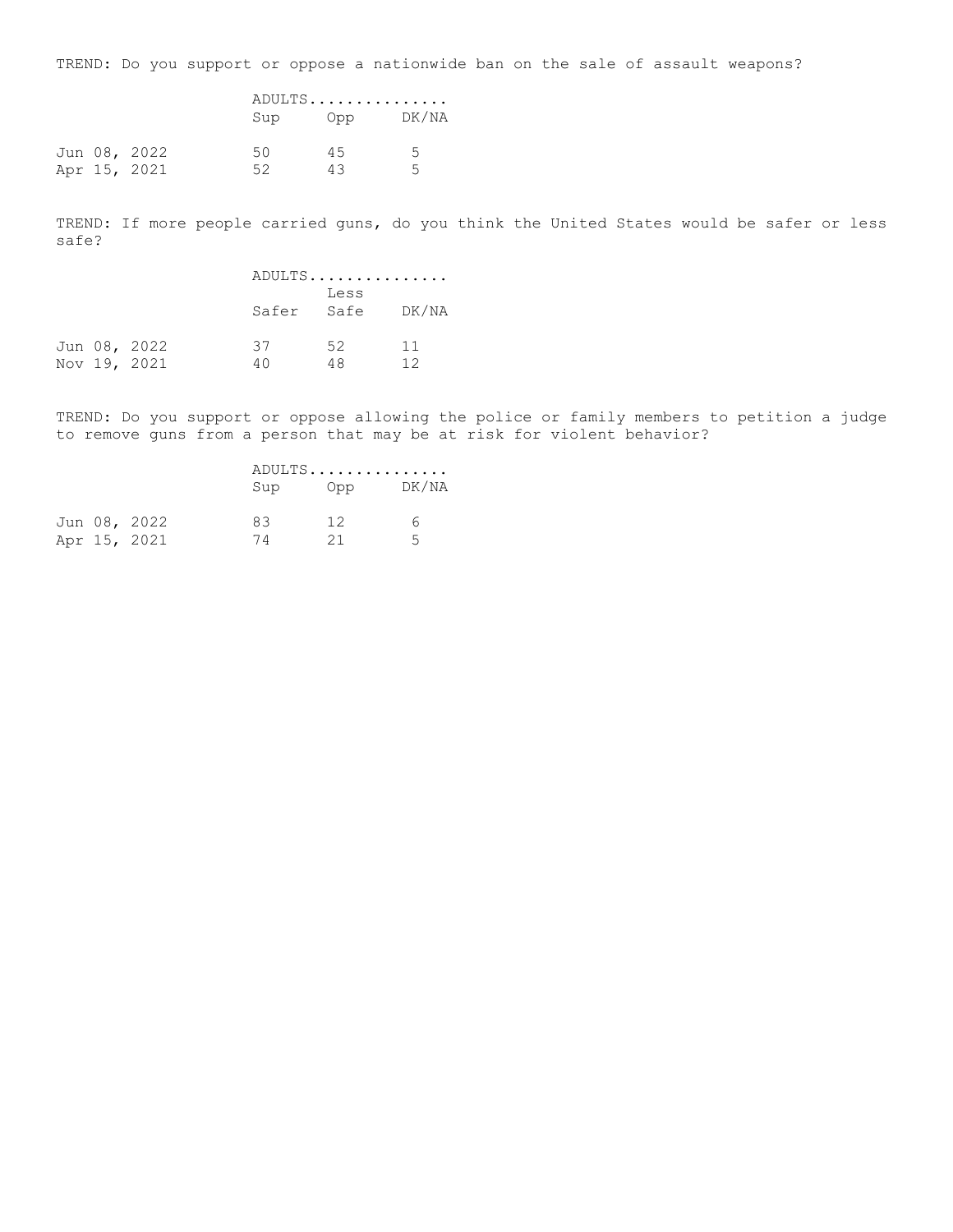TREND: Do you support or oppose a nationwide ban on the sale of assault weapons?

| | ADULTS............... | | |
|---|---|---|---|
| | Sup | Opp | DK/NA |
| Jun 08, 2022 | 50 | 45 | 5 |
| Apr 15, 2021 | 52 | 43 | 5 |

TREND: If more people carried guns, do you think the United States would be safer or less safe?

| | ADULTS............... | | |
|---|---|---|---|
| | Safer | Less Safe | DK/NA |
| Jun 08, 2022 | 37 | 52 | 11 |
| Nov 19, 2021 | 40 | 48 | 12 |

TREND: Do you support or oppose allowing the police or family members to petition a judge to remove guns from a person that may be at risk for violent behavior?

| | ADULTS............... | | |
|---|---|---|---|
| | Sup | Opp | DK/NA |
| Jun 08, 2022 | 83 | 12 | 6 |
| Apr 15, 2021 | 74 | 21 | 5 |